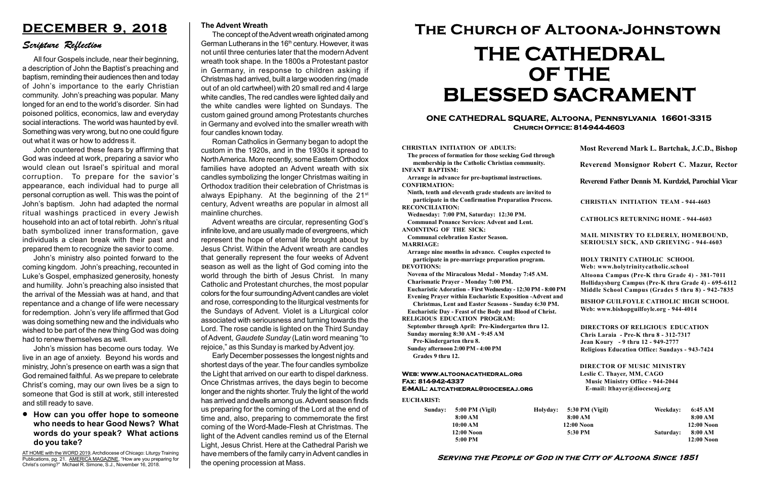# DECEMBER 9, 2018

## Scripture Reflection

All four Gospels include, near their beginning, a description of John the Baptist's preaching and baptism, reminding their audiences then and today of John's importance to the early Christian community. John's preaching was popular. Many longed for an end to the world's disorder. Sin had poisoned politics, economics, law and everyday social interactions. The world was haunted by evil. Something was very wrong, but no one could figure out what it was or how to address it.

John countered these fears by affirming that God was indeed at work, preparing a savior who would clean out Israel's spiritual and moral corruption. To prepare for the savior's appearance, each individual had to purge all personal corruption as well. This was the point of John's baptism. John had adapted the normal ritual washings practiced in every Jewish household into an act of total rebirth. John's ritual bath symbolized inner transformation, gave individuals a clean break with their past and prepared them to recognize the savior to come.

John's ministry also pointed forward to the coming kingdom. John's preaching, recounted in Luke's Gospel, emphasized generosity, honesty and humility. John's preaching also insisted that the arrival of the Messiah was at hand, and that repentance and a change of life were necessary for redemption. John's very life affirmed that God was doing something new and the individuals who wished to be part of the new thing God was doing had to renew themselves as well.

John's mission has become ours today. We live in an age of anxiety. Beyond his words and ministry, John's presence on earth was a sign that God remained faithful. As we prepare to celebrate Christ's coming, may our own lives be a sign to someone that God is still at work, still interested and still ready to save.

- **How can you offer hope to someone who needs to hear Good News? What words do your speak? What actions do you take?**

AT HOME with the WORD 2019, Archdiocese of Chicago: Liturgy Training Publications, pg. 21. AMERICA MAGAZINE, "How are you preparing for Christ's coming?" Michael R. Simone, S.J., November 16, 2018.

### The Advent Wreath

The concept of the Advent wreath originated among German Lutherans in the 16th century. However, it was not until three centuries later that the modern Advent wreath took shape. In the 1800s a Protestant pastor in Germany, in response to children asking if Christmas had arrived, built a large wooden ring (made out of an old cartwheel) with 20 small red and 4 large white candles, The red candles were lighted daily and the white candles were lighted on Sundays. The custom gained ground among Protestants churches in Germany and evolved into the smaller wreath with four candles known today.

Roman Catholics in Germany began to adopt the custom in the 1920s, and in the 1930s it spread to North America. More recently, some Eastern Orthodox families have adopted an Advent wreath with six candles symbolizing the longer Christmas waiting in Orthodox tradition their celebration of Christmas is always Epiphany. At the beginning of the 21st century, Advent wreaths are popular in almost all mainline churches.

Advent wreaths are circular, representing God's infinite love, and are usually made of evergreens, which represent the hope of eternal life brought about by Jesus Christ. Within the Advent wreath are candles that generally represent the four weeks of Advent season as well as the light of God coming into the world through the birth of Jesus Christ. In many Catholic and Protestant churches, the most popular colors for the four surrounding Advent candles are violet and rose, corresponding to the liturgical vestments for the Sundays of Advent. Violet is a Liturgical color associated with seriousness and turning towards the Lord. The rose candle is lighted on the Third Sunday of Advent, *Gaudete Sunday* (Latin word meaning "to rejoice," as this Sunday is marked by Advent joy.

Early December possesses the longest nights and shortest days of the year. The four candles symbolize the Light that arrived on our earth to dispel darkness. Once Christmas arrives, the days begin to become longer and the nights shorter. Truly the light of the world has arrived and dwells among us. Advent season finds us preparing for the coming of the Lord at the end of time and, also, preparing to commemorate the first coming of the Word-Made-Flesh at Christmas. The light of the Advent candles remind us of the Eternal Light, Jesus Christ. Here at the Cathedral Parish we have members of the family carry in Advent candles in the opening procession at Mass.

# The Church of Altoona-Johnstown

# THE CATHEDRAL OF THE BLESSED SACRAMENT

**ONE CATHEDRAL SQUARE, Altoona, Pennsylvania 16601-3315**
**Church Office: 814-944-4603**

**CHRISTIAN INITIATION OF ADULTS:**
The process of formation for those seeking God through membership in the Catholic Christian community.
**INFANT BAPTISM:**
Arrange in advance for pre-baptismal instructions.
**CONFIRMATION:**
Ninth, tenth and eleventh grade students are invited to participate in the Confirmation Preparation Process.
**RECONCILIATION:**
Wednesday: 7:00 PM, Saturday: 12:30 PM.
Communal Penance Services: Advent and Lent.
**ANOINTING OF THE SICK:**
Communal celebration Easter Season.
**MARRIAGE:**
Arrange nine months in advance. Couples expected to participate in pre-marriage preparation program.
**DEVOTIONS:**
Novena of the Miraculous Medal - Monday 7:45 AM.
Charismatic Prayer - Monday 7:00 PM.
Eucharistic Adoration - First Wednesday - 12:30 PM - 8:00 PM
Evening Prayer within Eucharistic Exposition -Advent and Christmas, Lent and Easter Seasons - Sunday 6:30 PM.
Eucharistic Day - Feast of the Body and Blood of Christ.
**RELIGIOUS EDUCATION PROGRAM:**
September through April: Pre-Kindergarten thru 12.
Sunday morning 8:30 AM - 9:45 AM
Pre-Kindergarten thru 8.
Sunday afternoon 2:00 PM - 4:00 PM
Grades 9 thru 12.

**Most Reverend Mark L. Bartchak, J.C.D., Bishop**

**Reverend Monsignor Robert C. Mazur, Rector**

**Reverend Father Dennis M. Kurdziel, Parochial Vicar**

**CHRISTIAN INITIATION TEAM - 944-4603**

**CATHOLICS RETURNING HOME - 944-4603**

**MAIL MINISTRY TO ELDERLY, HOMEBOUND, SERIOUSLY SICK, AND GRIEVING - 944-4603**

**HOLY TRINITY CATHOLIC SCHOOL**
**Web: www.holytrinitycatholic.school**
Altoona Campus (Pre-K thru Grade 4) - 381-7011
Hollidaysburg Campus (Pre-K thru Grade 4) - 695-6112
Middle School Campus (Grades 5 thru 8) - 942-7835

**BISHOP GUILFOYLE CATHOLIC HIGH SCHOOL**
**Web: www.bishopguilfoyle.org - 944-4014**

**DIRECTORS OF RELIGIOUS EDUCATION**
Chris Laraia - Pre-K thru 8 - 312-7317
Jean Koury - 9 thru 12 - 949-2777
Religious Education Office: Sundays - 943-7424

**DIRECTOR OF MUSIC MINISTRY**
Leslie C. Thayer, MM, CAGO
Music Ministry Office - 944-2044
E-mail: lthayer@dioceseaj.org

**Web: www.altoonacathedral.org**
**Fax: 814-942-4337**
**E-MAIL: altcathedral@dioceseaj.org**

**EUCHARIST:**

| Sunday: | 5:00 PM (Vigil) | Holyday: | 5:30 PM (Vigil) | Weekday: | 6:45 AM |
|---|---|---|---|---|---|
| | 8:00 AM | | 8:00 AM | | 8:00 AM |
| | 10:00 AM | | 12:00 Noon | | 12:00 Noon |
| | 12:00 Noon | | 5:30 PM | Saturday: | 8:00 AM |
| | 5:00 PM | | | | 12:00 Noon |

**Serving the People of God in the City of Altoona Since 1851**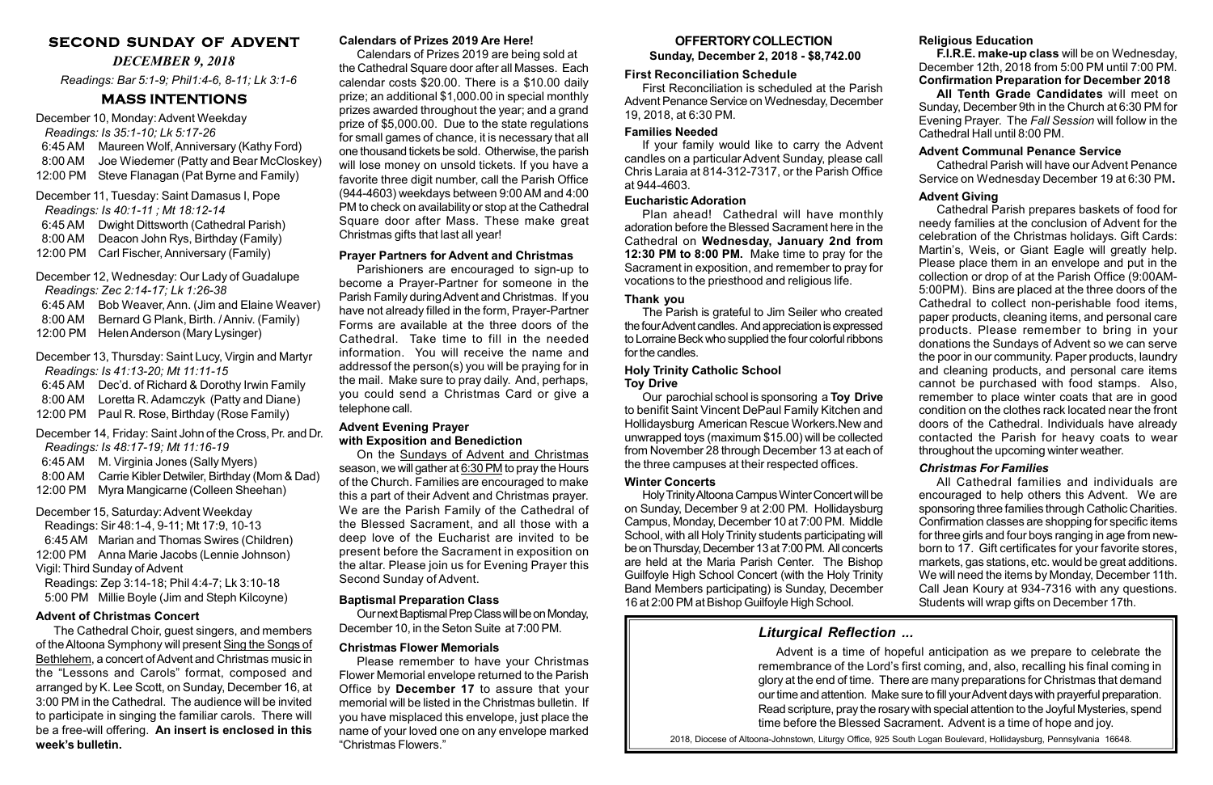# SECOND SUNDAY OF ADVENT

*DECEMBER 9, 2018*

*Readings: Bar 5:1-9; Phil1:4-6, 8-11; Lk 3:1-6*

## MASS INTENTIONS

December 10, Monday: Advent Weekday
*Readings: Is 35:1-10; Lk 5:17-26*
6:45 AM Maureen Wolf, Anniversary (Kathy Ford)
8:00 AM Joe Wiedemer (Patty and Bear McCloskey)
12:00 PM Steve Flanagan (Pat Byrne and Family)

December 11, Tuesday: Saint Damasus I, Pope
*Readings: Is 40:1-11 ; Mt 18:12-14*
6:45 AM Dwight Dittsworth (Cathedral Parish)
8:00 AM Deacon John Rys, Birthday (Family)
12:00 PM Carl Fischer, Anniversary (Family)

December 12, Wednesday: Our Lady of Guadalupe
*Readings: Zec 2:14-17; Lk 1:26-38*
6:45 AM Bob Weaver, Ann. (Jim and Elaine Weaver)
8:00 AM Bernard G Plank, Birth. / Anniv. (Family)
12:00 PM Helen Anderson (Mary Lysinger)

December 13, Thursday: Saint Lucy, Virgin and Martyr
*Readings: Is 41:13-20; Mt 11:11-15*
6:45 AM Dec'd. of Richard & Dorothy Irwin Family
8:00 AM Loretta R. Adamczyk (Patty and Diane)
12:00 PM Paul R. Rose, Birthday (Rose Family)

December 14, Friday: Saint John of the Cross, Pr. and Dr.
*Readings: Is 48:17-19; Mt 11:16-19*
6:45 AM M. Virginia Jones (Sally Myers)
8:00 AM Carrie Kibler Detwiler, Birthday (Mom & Dad)
12:00 PM Myra Mangicarne (Colleen Sheehan)

December 15, Saturday: Advent Weekday
Readings: Sir 48:1-4, 9-11; Mt 17:9, 10-13
6:45 AM Marian and Thomas Swires (Children)
12:00 PM Anna Marie Jacobs (Lennie Johnson)
Vigil: Third Sunday of Advent
Readings: Zep 3:14-18; Phil 4:4-7; Lk 3:10-18
5:00 PM Millie Boyle (Jim and Steph Kilcoyne)

### Advent of Christmas Concert

The Cathedral Choir, guest singers, and members of the Altoona Symphony will present Sing the Songs of Bethlehem, a concert of Advent and Christmas music in the "Lessons and Carols" format, composed and arranged by K. Lee Scott, on Sunday, December 16, at 3:00 PM in the Cathedral. The audience will be invited to participate in singing the familiar carols. There will be a free-will offering. **An insert is enclosed in this week's bulletin.**

### Calendars of Prizes 2019 Are Here!

Calendars of Prizes 2019 are being sold at the Cathedral Square door after all Masses. Each calendar costs $20.00. There is a $10.00 daily prize; an additional $1,000.00 in special monthly prizes awarded throughout the year; and a grand prize of $5,000.00. Due to the state regulations for small games of chance, it is necessary that all one thousand tickets be sold. Otherwise, the parish will lose money on unsold tickets. If you have a favorite three digit number, call the Parish Office (944-4603) weekdays between 9:00 AM and 4:00 PM to check on availability or stop at the Cathedral Square door after Mass. These make great Christmas gifts that last all year!

### Prayer Partners for Advent and Christmas

Parishioners are encouraged to sign-up to become a Prayer-Partner for someone in the Parish Family during Advent and Christmas. If you have not already filled in the form, Prayer-Partner Forms are available at the three doors of the Cathedral. Take time to fill in the needed information. You will receive the name and addressof the person(s) you will be praying for in the mail. Make sure to pray daily. And, perhaps, you could send a Christmas Card or give a telephone call.

### Advent Evening Prayer with Exposition and Benediction

On the Sundays of Advent and Christmas season, we will gather at 6:30 PM to pray the Hours of the Church. Families are encouraged to make this a part of their Advent and Christmas prayer. We are the Parish Family of the Cathedral of the Blessed Sacrament, and all those with a deep love of the Eucharist are invited to be present before the Sacrament in exposition on the altar. Please join us for Evening Prayer this Second Sunday of Advent.

### Baptismal Preparation Class

Our next Baptismal Prep Class will be on Monday, December 10, in the Seton Suite at 7:00 PM.

### Christmas Flower Memorials

Please remember to have your Christmas Flower Memorial envelope returned to the Parish Office by **December 17** to assure that your memorial will be listed in the Christmas bulletin. If you have misplaced this envelope, just place the name of your loved one on any envelope marked "Christmas Flowers."

## OFFERTORY COLLECTION

**Sunday, December 2, 2018 - $8,742.00**

### First Reconciliation Schedule

First Reconciliation is scheduled at the Parish Advent Penance Service on Wednesday, December 19, 2018, at 6:30 PM.

### Families Needed

If your family would like to carry the Advent candles on a particular Advent Sunday, please call Chris Laraia at 814-312-7317, or the Parish Office at 944-4603.

### Eucharistic Adoration

Plan ahead! Cathedral will have monthly adoration before the Blessed Sacrament here in the Cathedral on **Wednesday, January 2nd from 12:30 PM to 8:00 PM.** Make time to pray for the Sacrament in exposition, and remember to pray for vocations to the priesthood and religious life.

### Thank you

The Parish is grateful to Jim Seiler who created the four Advent candles. And appreciation is expressed to Lorraine Beck who supplied the four colorful ribbons for the candles.

### Holy Trinity Catholic School Toy Drive

Our parochial school is sponsoring a **Toy Drive** to benifit Saint Vincent DePaul Family Kitchen and Hollidaysburg American Rescue Workers.New and unwrapped toys (maximum $15.00) will be collected from November 28 through December 13 at each of the three campuses at their respected offices.

### Winter Concerts

Holy Trinity Altoona Campus Winter Concert will be on Sunday, December 9 at 2:00 PM. Hollidaysburg Campus, Monday, December 10 at 7:00 PM. Middle School, with all Holy Trinity students participating will be on Thursday, December 13 at 7:00 PM. All concerts are held at the Maria Parish Center. The Bishop Guilfoyle High School Concert (with the Holy Trinity Band Members participating) is Sunday, December 16 at 2:00 PM at Bishop Guilfoyle High School.

### Religious Education

**F.I.R.E. make-up class** will be on Wednesday, December 12th, 2018 from 5:00 PM until 7:00 PM.

**Confirmation Preparation for December 2018**

**All Tenth Grade Candidates** will meet on Sunday, December 9th in the Church at 6:30 PM for Evening Prayer. The *Fall Session* will follow in the Cathedral Hall until 8:00 PM.

### Advent Communal Penance Service

Cathedral Parish will have our Advent Penance Service on Wednesday December 19 at 6:30 PM**.**

### Advent Giving

Cathedral Parish prepares baskets of food for needy families at the conclusion of Advent for the celebration of the Christmas holidays. Gift Cards: Martin's, Weis, or Giant Eagle will greatly help. Please place them in an envelope and put in the collection or drop of at the Parish Office (9:00AM-5:00PM). Bins are placed at the three doors of the Cathedral to collect non-perishable food items, paper products, cleaning items, and personal care products. Please remember to bring in your donations the Sundays of Advent so we can serve the poor in our community. Paper products, laundry and cleaning products, and personal care items cannot be purchased with food stamps. Also, remember to place winter coats that are in good condition on the clothes rack located near the front doors of the Cathedral. Individuals have already contacted the Parish for heavy coats to wear throughout the upcoming winter weather.

### *Christmas For Families*

All Cathedral families and individuals are encouraged to help others this Advent. We are sponsoring three families through Catholic Charities. Confirmation classes are shopping for specific items for three girls and four boys ranging in age from new-born to 17. Gift certificates for your favorite stores, markets, gas stations, etc. would be great additions. We will need the items by Monday, December 11th. Call Jean Koury at 934-7316 with any questions. Students will wrap gifts on December 17th.

### *Liturgical Reflection ...*

Advent is a time of hopeful anticipation as we prepare to celebrate the remembrance of the Lord's first coming, and, also, recalling his final coming in glory at the end of time. There are many preparations for Christmas that demand our time and attention. Make sure to fill your Advent days with prayerful preparation. Read scripture, pray the rosary with special attention to the Joyful Mysteries, spend time before the Blessed Sacrament. Advent is a time of hope and joy.

2018, Diocese of Altoona-Johnstown, Liturgy Office, 925 South Logan Boulevard, Hollidaysburg, Pennsylvania 16648.